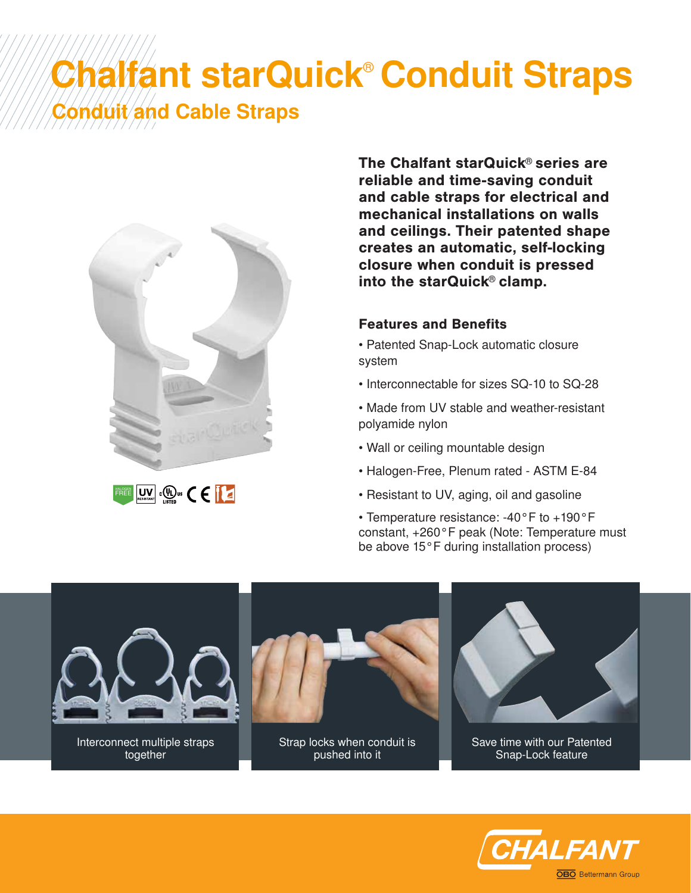# Chalfant starQuick® Conduit Straps

## Conduit and Cable Straps

**The Chalfant starQuick® series are reliable and time-saving conduit and cable straps for electrical and mechanical installations on walls and ceilings. Their patented shape creates an automatic, self-locking closure when conduit is pressed into the starQuick® clamp.**

### Features and Benefits

- Patented Snap-Lock automatic closure system
- Interconnectable for sizes SQ-10 to SQ-28
- Made from UV stable and weather-resistant polyamide nylon
- Wall or ceiling mountable design
- Halogen-Free, Plenum rated - ASTM E-84
- Resistant to UV, aging, oil and gasoline
- Temperature resistance: -40°F to +190°F constant, +260°F peak (Note: Temperature must be above 15°F during installation process)

Interconnect multiple straps together

Strap locks when conduit is pushed into it

Save time with our Patented Snap-Lock feature

CHALFANT
OBO Bettermann Group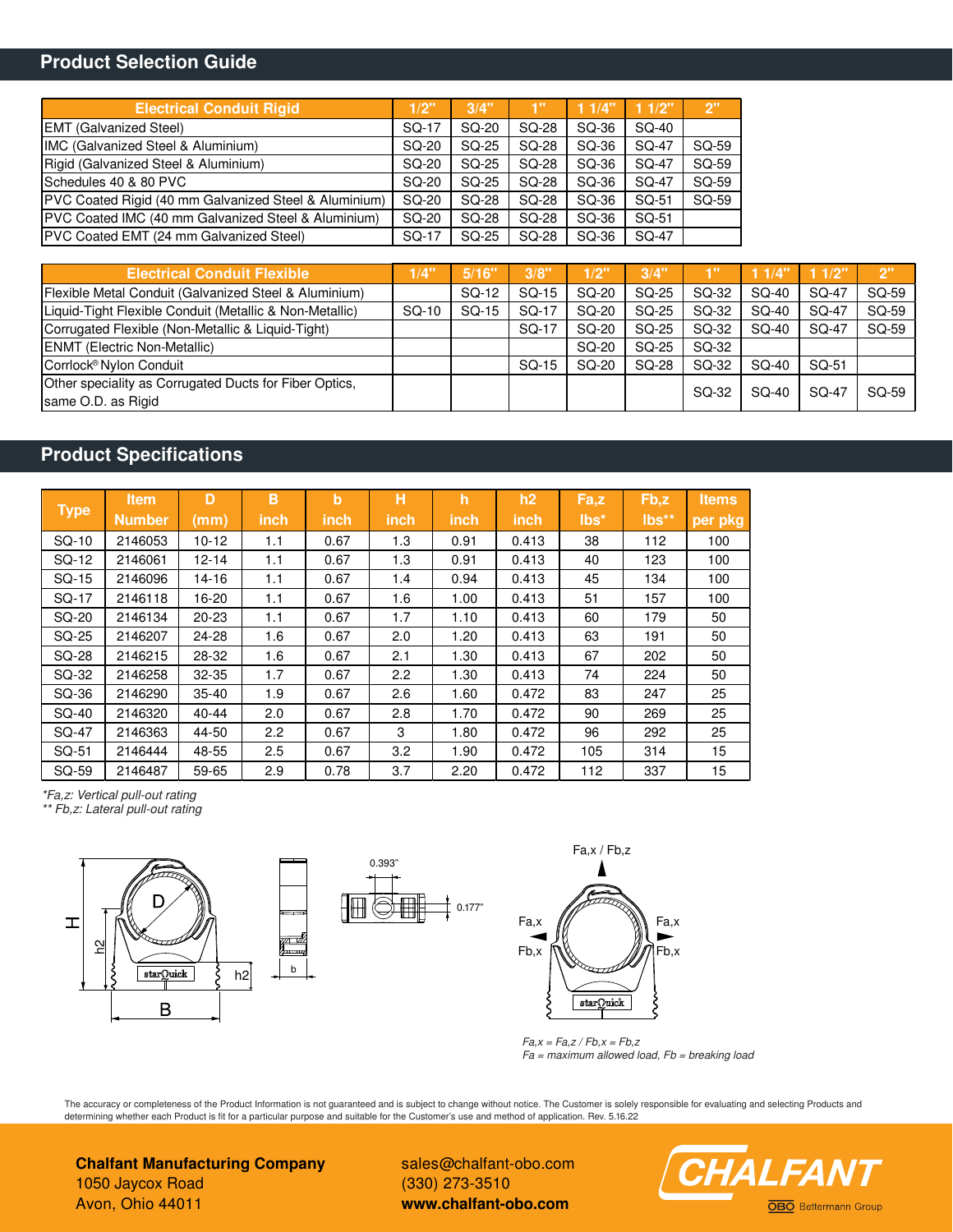## Product Selection Guide

| Electrical Conduit Rigid | 1/2" | 3/4" | 1" | 1 1/4" | 1 1/2" | 2" |
|---|---|---|---|---|---|---|
| EMT (Galvanized Steel) | SQ-17 | SQ-20 | SQ-28 | SQ-36 | SQ-40 | |
| IMC (Galvanized Steel & Aluminium) | SQ-20 | SQ-25 | SQ-28 | SQ-36 | SQ-47 | SQ-59 |
| Rigid (Galvanized Steel & Aluminium) | SQ-20 | SQ-25 | SQ-28 | SQ-36 | SQ-47 | SQ-59 |
| Schedules 40 & 80 PVC | SQ-20 | SQ-25 | SQ-28 | SQ-36 | SQ-47 | SQ-59 |
| PVC Coated Rigid (40 mm Galvanized Steel & Aluminium) | SQ-20 | SQ-28 | SQ-28 | SQ-36 | SQ-51 | SQ-59 |
| PVC Coated IMC (40 mm Galvanized Steel & Aluminium) | SQ-20 | SQ-28 | SQ-28 | SQ-36 | SQ-51 | |
| PVC Coated EMT (24 mm Galvanized Steel) | SQ-17 | SQ-25 | SQ-28 | SQ-36 | SQ-47 | |

| Electrical Conduit Flexible | 1/4" | 5/16" | 3/8" | 1/2" | 3/4" | 1" | 1 1/4" | 1 1/2" | 2" |
|---|---|---|---|---|---|---|---|---|---|
| Flexible Metal Conduit (Galvanized Steel & Aluminium) | | SQ-12 | SQ-15 | SQ-20 | SQ-25 | SQ-32 | SQ-40 | SQ-47 | SQ-59 |
| Liquid-Tight Flexible Conduit (Metallic & Non-Metallic) | SQ-10 | SQ-15 | SQ-17 | SQ-20 | SQ-25 | SQ-32 | SQ-40 | SQ-47 | SQ-59 |
| Corrugated Flexible (Non-Metallic & Liquid-Tight) | | | SQ-17 | SQ-20 | SQ-25 | SQ-32 | SQ-40 | SQ-47 | SQ-59 |
| ENMT (Electric Non-Metallic) | | | | SQ-20 | SQ-25 | SQ-32 | | | |
| Corrlock® Nylon Conduit | | | SQ-15 | SQ-20 | SQ-28 | SQ-32 | SQ-40 | SQ-51 | |
| Other speciality as Corrugated Ducts for Fiber Optics, same O.D. as Rigid | | | | | | SQ-32 | SQ-40 | SQ-47 | SQ-59 |

## Product Specifications

| Type | Item Number | D (mm) | B inch | b inch | H inch | h inch | h2 inch | Fa,z lbs* | Fb,z lbs** | Items per pkg |
|---|---|---|---|---|---|---|---|---|---|---|
| SQ-10 | 2146053 | 10-12 | 1.1 | 0.67 | 1.3 | 0.91 | 0.413 | 38 | 112 | 100 |
| SQ-12 | 2146061 | 12-14 | 1.1 | 0.67 | 1.3 | 0.91 | 0.413 | 40 | 123 | 100 |
| SQ-15 | 2146096 | 14-16 | 1.1 | 0.67 | 1.4 | 0.94 | 0.413 | 45 | 134 | 100 |
| SQ-17 | 2146118 | 16-20 | 1.1 | 0.67 | 1.6 | 1.00 | 0.413 | 51 | 157 | 100 |
| SQ-20 | 2146134 | 20-23 | 1.1 | 0.67 | 1.7 | 1.10 | 0.413 | 60 | 179 | 50 |
| SQ-25 | 2146207 | 24-28 | 1.6 | 0.67 | 2.0 | 1.20 | 0.413 | 63 | 191 | 50 |
| SQ-28 | 2146215 | 28-32 | 1.6 | 0.67 | 2.1 | 1.30 | 0.413 | 67 | 202 | 50 |
| SQ-32 | 2146258 | 32-35 | 1.7 | 0.67 | 2.2 | 1.30 | 0.413 | 74 | 224 | 50 |
| SQ-36 | 2146290 | 35-40 | 1.9 | 0.67 | 2.6 | 1.60 | 0.472 | 83 | 247 | 25 |
| SQ-40 | 2146320 | 40-44 | 2.0 | 0.67 | 2.8 | 1.70 | 0.472 | 90 | 269 | 25 |
| SQ-47 | 2146363 | 44-50 | 2.2 | 0.67 | 3 | 1.80 | 0.472 | 96 | 292 | 25 |
| SQ-51 | 2146444 | 48-55 | 2.5 | 0.67 | 3.2 | 1.90 | 0.472 | 105 | 314 | 15 |
| SQ-59 | 2146487 | 59-65 | 2.9 | 0.78 | 3.7 | 2.20 | 0.472 | 112 | 337 | 15 |

*Fa,z: Vertical pull-out rating*
*** Fb,z: Lateral pull-out rating*

H
D
h2
starQuick
h2
B
b
0.393"
0.177"

Fa,x / Fb,z
Fa,x
Fb,x
Fa,x
Fb,x
starQuick

*Fa,x = Fa,z / Fb,x = Fb,z*
*Fa = maximum allowed load, Fb = breaking load*

The accuracy or completeness of the Product Information is not guaranteed and is subject to change without notice. The Customer is solely responsible for evaluating and selecting Products and determining whether each Product is fit for a particular purpose and suitable for the Customer's use and method of application. Rev. 5.16.22

**Chalfant Manufacturing Company**
1050 Jaycox Road
Avon, Ohio 44011

sales@chalfant-obo.com
(330) 273-3510
**www.chalfant-obo.com**

CHALFANT
OBO Bettermann Group